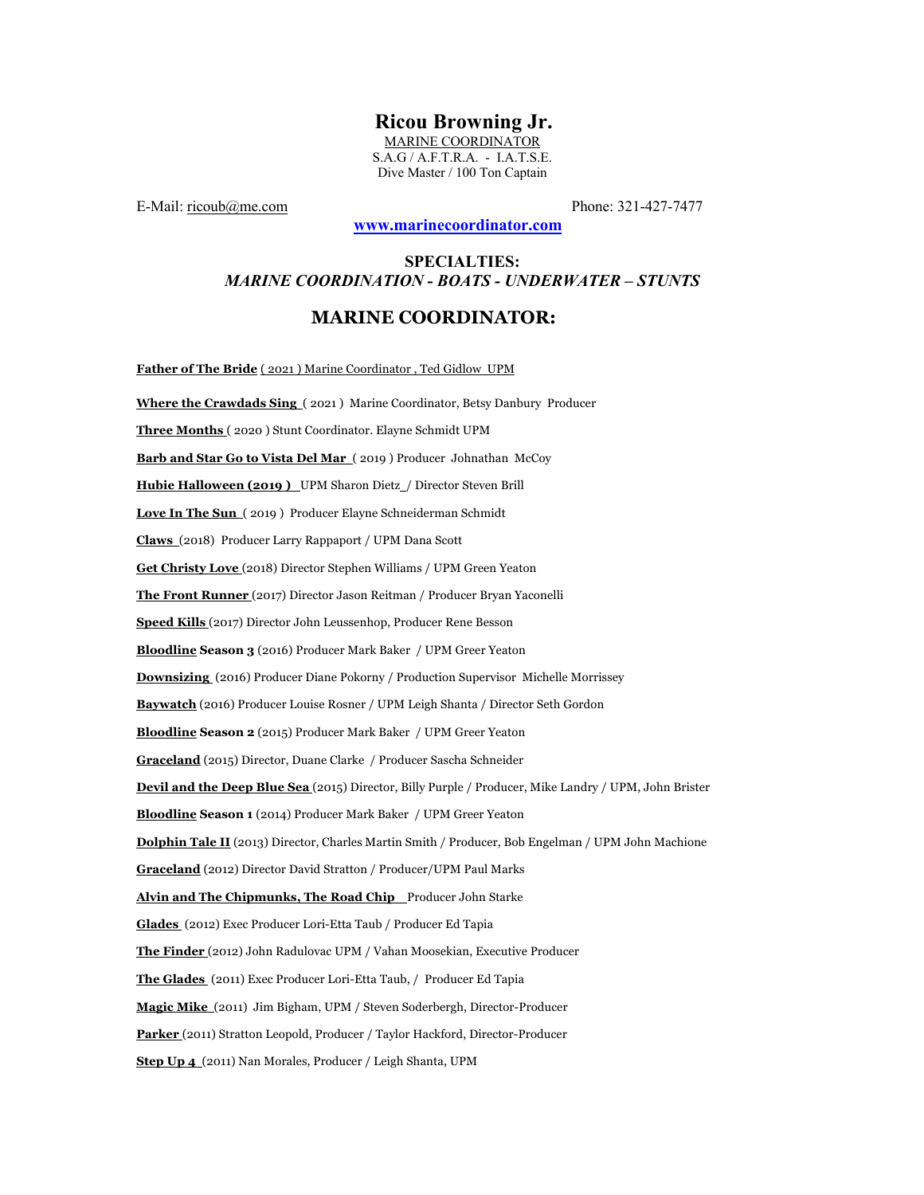# Ricou Browning Jr.

MARINE COORDINATOR
S.A.G / A.F.T.R.A. - I.A.T.S.E.
Dive Master / 100 Ton Captain

E-Mail: ricoub@me.com

Phone: 321-427-7477

**www.marinecoordinator.com**

## SPECIALTIES:

***MARINE COORDINATION - BOATS - UNDERWATER – STUNTS***

## MARINE COORDINATOR:

**Father of The Bride** ( 2021 ) Marine Coordinator , Ted Gidlow UPM

**Where the Crawdads Sing** ( 2021 ) Marine Coordinator, Betsy Danbury Producer

**Three Months** ( 2020 ) Stunt Coordinator. Elayne Schmidt UPM

**Barb and Star Go to Vista Del Mar** ( 2019 ) Producer Johnathan McCoy

**Hubie Halloween (2019 )** UPM Sharon Dietz / Director Steven Brill

**Love In The Sun** ( 2019 ) Producer Elayne Schneiderman Schmidt

**Claws** (2018) Producer Larry Rappaport / UPM Dana Scott

**Get Christy Love** (2018) Director Stephen Williams / UPM Green Yeaton

**The Front Runner** (2017) Director Jason Reitman / Producer Bryan Yaconelli

**Speed Kills** (2017) Director John Leussenhop, Producer Rene Besson

**Bloodline Season 3** (2016) Producer Mark Baker / UPM Greer Yeaton

**Downsizing** (2016) Producer Diane Pokorny / Production Supervisor Michelle Morrissey

**Baywatch** (2016) Producer Louise Rosner / UPM Leigh Shanta / Director Seth Gordon

**Bloodline Season 2** (2015) Producer Mark Baker / UPM Greer Yeaton

**Graceland** (2015) Director, Duane Clarke / Producer Sascha Schneider

**Devil and the Deep Blue Sea** (2015) Director, Billy Purple / Producer, Mike Landry / UPM, John Brister

**Bloodline Season 1** (2014) Producer Mark Baker / UPM Greer Yeaton

**Dolphin Tale II** (2013) Director, Charles Martin Smith / Producer, Bob Engelman / UPM John Machione

**Graceland** (2012) Director David Stratton / Producer/UPM Paul Marks

**Alvin and The Chipmunks, The Road Chip** Producer John Starke

**Glades** (2012) Exec Producer Lori-Etta Taub / Producer Ed Tapia

**The Finder** (2012) John Radulovac UPM / Vahan Moosekian, Executive Producer

**The Glades** (2011) Exec Producer Lori-Etta Taub, / Producer Ed Tapia

**Magic Mike** (2011) Jim Bigham, UPM / Steven Soderbergh, Director-Producer

**Parker** (2011) Stratton Leopold, Producer / Taylor Hackford, Director-Producer

**Step Up 4** (2011) Nan Morales, Producer / Leigh Shanta, UPM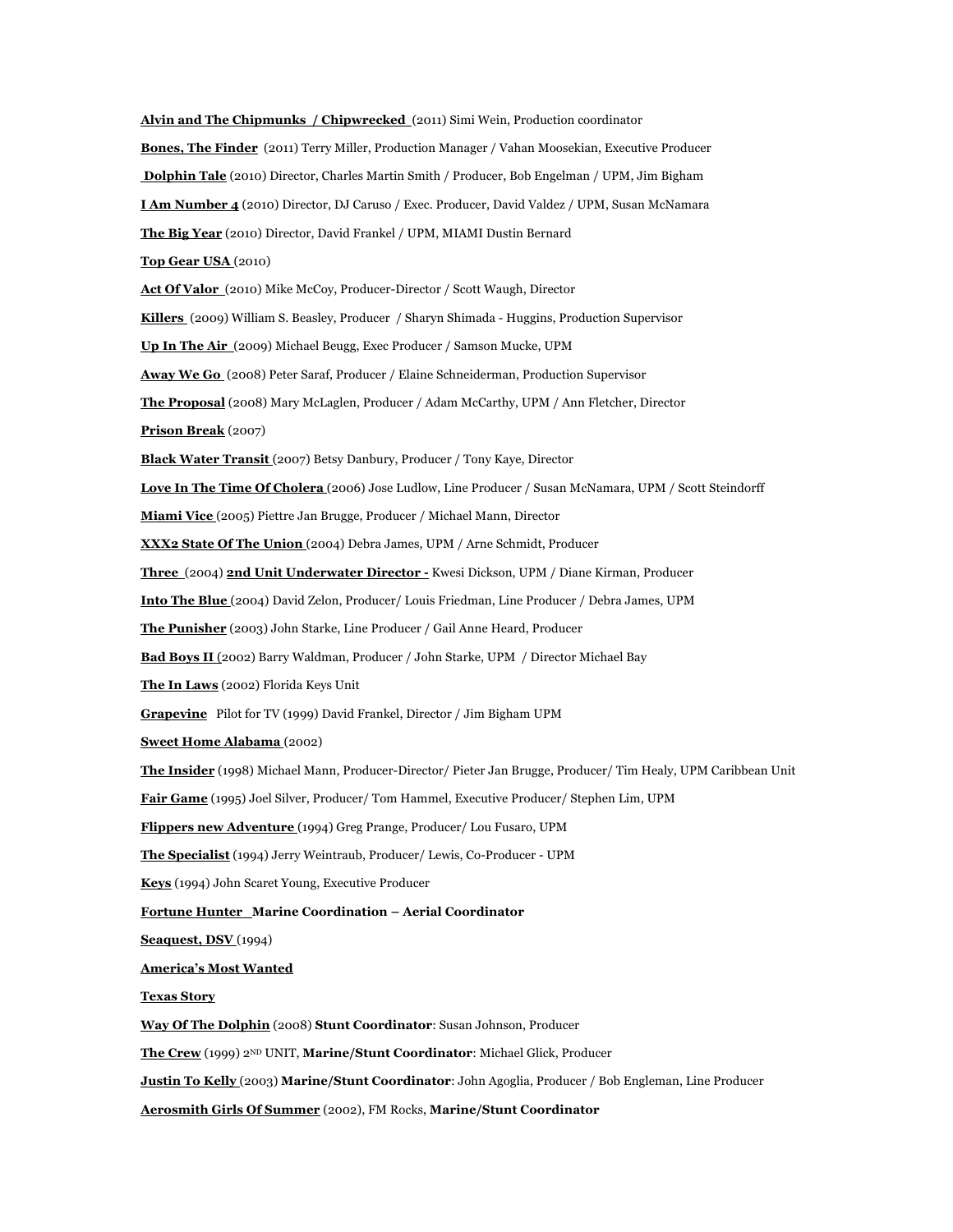**Alvin and The Chipmunks / Chipwrecked** (2011) Simi Wein, Production coordinator

**Bones, The Finder** (2011) Terry Miller, Production Manager / Vahan Moosekian, Executive Producer

**Dolphin Tale** (2010) Director, Charles Martin Smith / Producer, Bob Engelman / UPM, Jim Bigham

**I Am Number 4** (2010) Director, DJ Caruso / Exec. Producer, David Valdez / UPM, Susan McNamara

**The Big Year** (2010) Director, David Frankel / UPM, MIAMI Dustin Bernard

**Top Gear USA** (2010)

**Act Of Valor** (2010) Mike McCoy, Producer-Director / Scott Waugh, Director

**Killers** (2009) William S. Beasley, Producer / Sharyn Shimada - Huggins, Production Supervisor

**Up In The Air** (2009) Michael Beugg, Exec Producer / Samson Mucke, UPM

**Away We Go** (2008) Peter Saraf, Producer / Elaine Schneiderman, Production Supervisor

**The Proposal** (2008) Mary McLaglen, Producer / Adam McCarthy, UPM / Ann Fletcher, Director

**Prison Break** (2007)

**Black Water Transit** (2007) Betsy Danbury, Producer / Tony Kaye, Director

**Love In The Time Of Cholera** (2006) Jose Ludlow, Line Producer / Susan McNamara, UPM / Scott Steindorff

**Miami Vice** (2005) Piettre Jan Brugge, Producer / Michael Mann, Director

**XXX2 State Of The Union** (2004) Debra James, UPM / Arne Schmidt, Producer

**Three** (2004) **2nd Unit Underwater Director -** Kwesi Dickson, UPM / Diane Kirman, Producer

**Into The Blue** (2004) David Zelon, Producer/ Louis Friedman, Line Producer / Debra James, UPM

**The Punisher** (2003) John Starke, Line Producer / Gail Anne Heard, Producer

**Bad Boys II** (2002) Barry Waldman, Producer / John Starke, UPM / Director Michael Bay

**The In Laws** (2002) Florida Keys Unit

**Grapevine** Pilot for TV (1999) David Frankel, Director / Jim Bigham UPM

**Sweet Home Alabama** (2002)

**The Insider** (1998) Michael Mann, Producer-Director/ Pieter Jan Brugge, Producer/ Tim Healy, UPM Caribbean Unit

**Fair Game** (1995) Joel Silver, Producer/ Tom Hammel, Executive Producer/ Stephen Lim, UPM

**Flippers new Adventure** (1994) Greg Prange, Producer/ Lou Fusaro, UPM

**The Specialist** (1994) Jerry Weintraub, Producer/ Lewis, Co-Producer - UPM

**Keys** (1994) John Scaret Young, Executive Producer

**Fortune Hunter Marine Coordination – Aerial Coordinator**

**Seaquest, DSV** (1994)

**America's Most Wanted**

**Texas Story**

**Way Of The Dolphin** (2008) **Stunt Coordinator**: Susan Johnson, Producer

**The Crew** (1999) 2ND UNIT, **Marine/Stunt Coordinator**: Michael Glick, Producer

**Justin To Kelly** (2003) **Marine/Stunt Coordinator**: John Agoglia, Producer / Bob Engleman, Line Producer

**Aerosmith Girls Of Summer** (2002), FM Rocks, **Marine/Stunt Coordinator**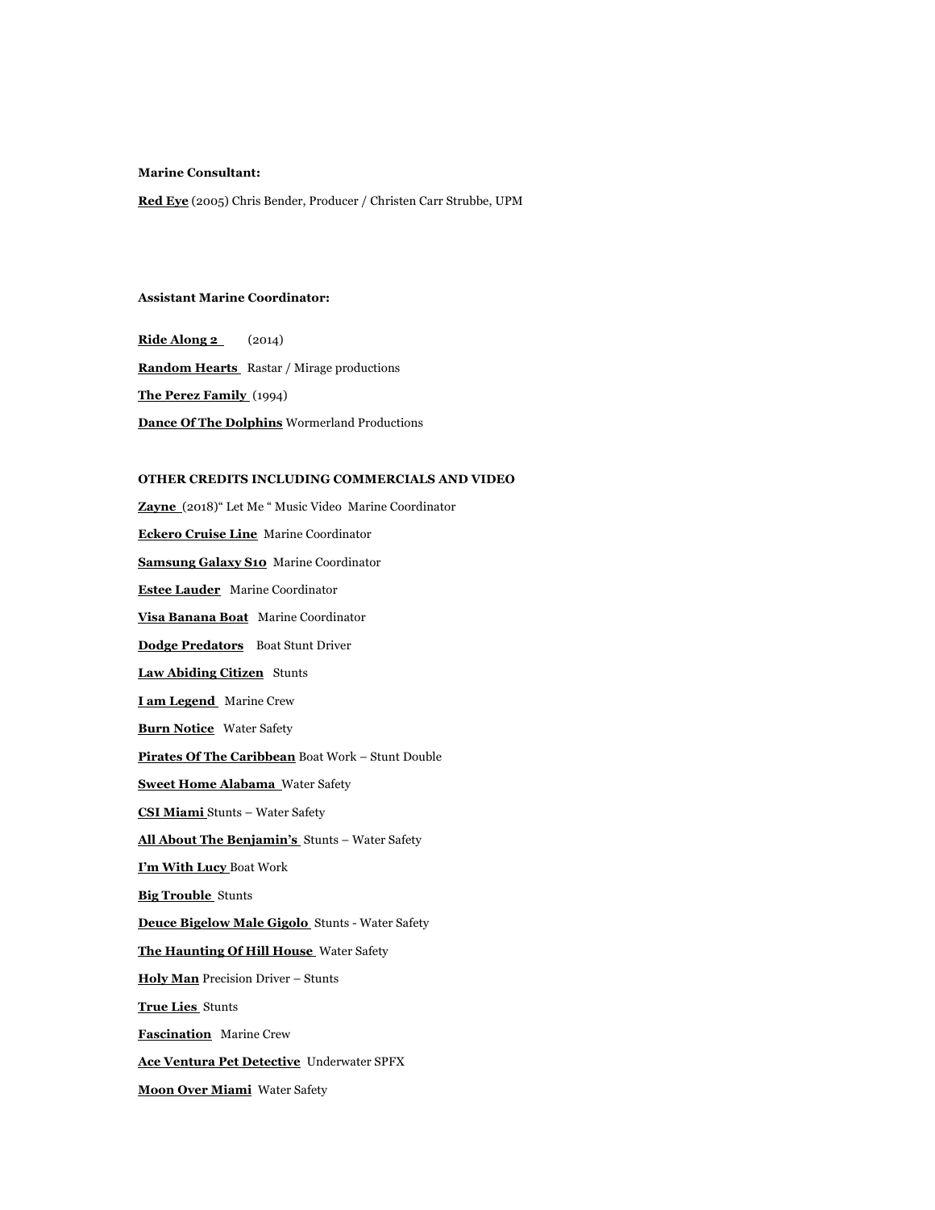**Marine Consultant:**

**Red Eye** (2005) Chris Bender, Producer / Christen Carr Strubbe, UPM

**Assistant Marine Coordinator:**

**Ride Along 2** (2014)

**Random Hearts** Rastar / Mirage productions

**The Perez Family** (1994)

**Dance Of The Dolphins** Wormerland Productions

**OTHER CREDITS INCLUDING COMMERCIALS AND VIDEO**

**Zayne** (2018)" Let Me " Music Video Marine Coordinator

**Eckero Cruise Line** Marine Coordinator

**Samsung Galaxy S10** Marine Coordinator

**Estee Lauder** Marine Coordinator

**Visa Banana Boat** Marine Coordinator

**Dodge Predators** Boat Stunt Driver

**Law Abiding Citizen** Stunts

**I am Legend** Marine Crew

**Burn Notice** Water Safety

**Pirates Of The Caribbean** Boat Work – Stunt Double

**Sweet Home Alabama** Water Safety

**CSI Miami** Stunts – Water Safety

**All About The Benjamin's** Stunts – Water Safety

**I'm With Lucy** Boat Work

**Big Trouble** Stunts

**Deuce Bigelow Male Gigolo** Stunts - Water Safety

**The Haunting Of Hill House** Water Safety

**Holy Man** Precision Driver – Stunts

**True Lies** Stunts

**Fascination** Marine Crew

**Ace Ventura Pet Detective** Underwater SPFX

**Moon Over Miami** Water Safety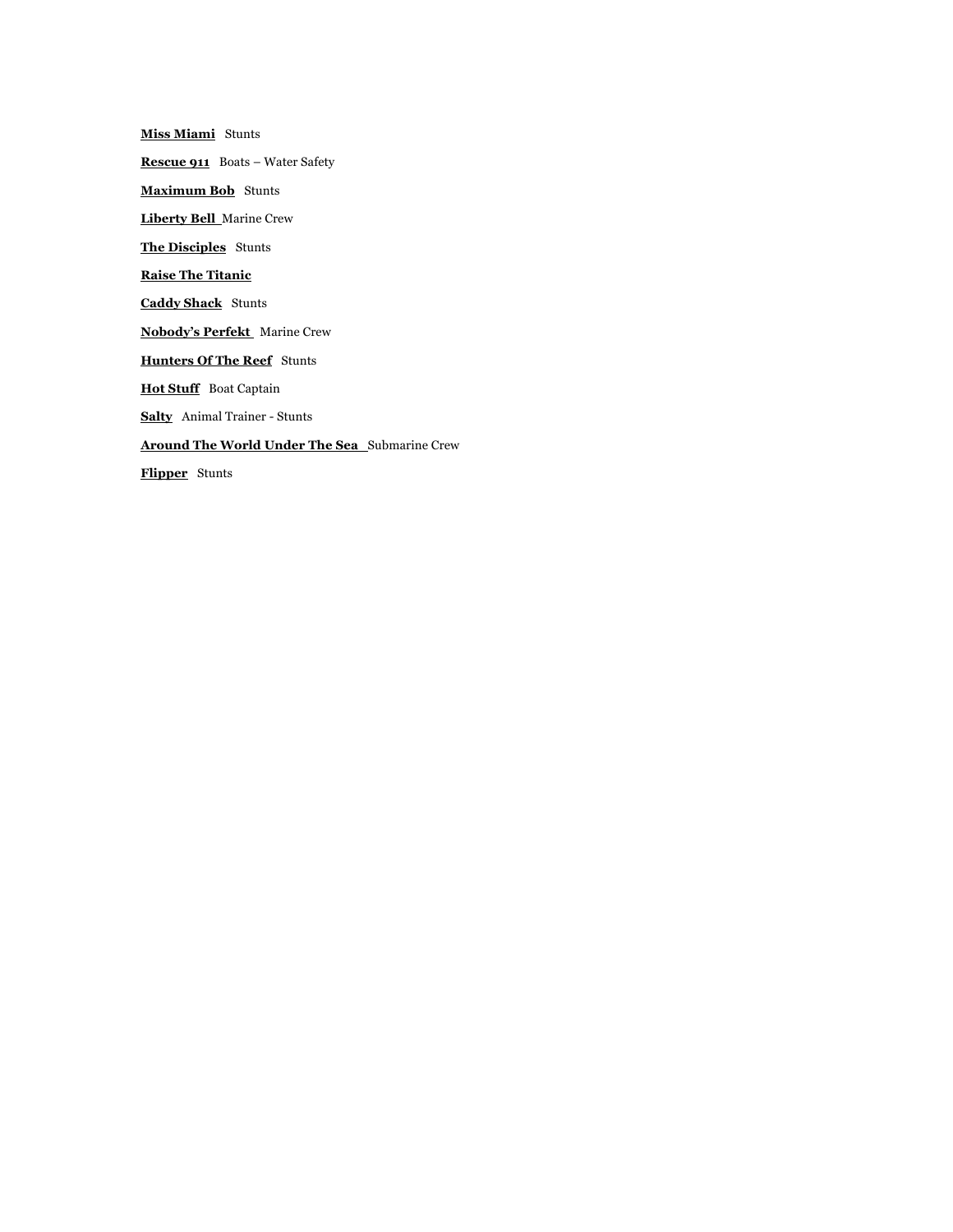**Miss Miami** Stunts

**Rescue 911** Boats – Water Safety

**Maximum Bob** Stunts

**Liberty Bell** Marine Crew

**The Disciples** Stunts

**Raise The Titanic**

**Caddy Shack** Stunts

**Nobody's Perfekt** Marine Crew

**Hunters Of The Reef** Stunts

**Hot Stuff** Boat Captain

**Salty** Animal Trainer - Stunts

**Around The World Under The Sea** Submarine Crew

**Flipper** Stunts